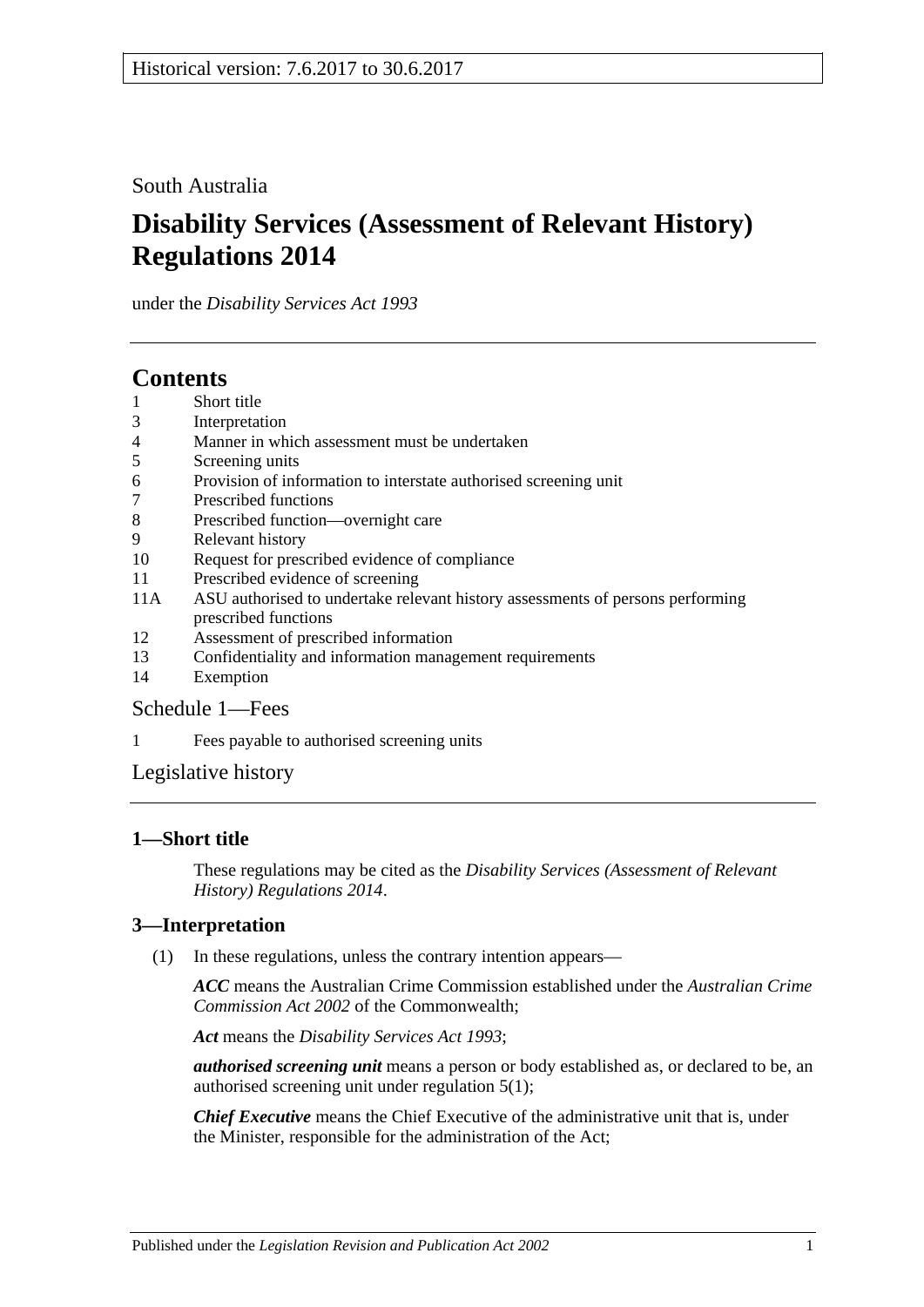Historical version: 7.6.2017 to 30.6.2017

South Australia

# Disability Services (Assessment of Relevant History) Regulations 2014

under the *Disability Services Act 1993*

## Contents

1 Short title
3 Interpretation
4 Manner in which assessment must be undertaken
5 Screening units
6 Provision of information to interstate authorised screening unit
7 Prescribed functions
8 Prescribed function—overnight care
9 Relevant history
10 Request for prescribed evidence of compliance
11 Prescribed evidence of screening
11A ASU authorised to undertake relevant history assessments of persons performing prescribed functions
12 Assessment of prescribed information
13 Confidentiality and information management requirements
14 Exemption

Schedule 1—Fees

1 Fees payable to authorised screening units

Legislative history

## 1—Short title

These regulations may be cited as the *Disability Services (Assessment of Relevant History) Regulations 2014*.

## 3—Interpretation

(1) In these regulations, unless the contrary intention appears—

***ACC*** means the Australian Crime Commission established under the *Australian Crime Commission Act 2002* of the Commonwealth;

***Act*** means the *Disability Services Act 1993*;

***authorised screening unit*** means a person or body established as, or declared to be, an authorised screening unit under regulation 5(1);

***Chief Executive*** means the Chief Executive of the administrative unit that is, under the Minister, responsible for the administration of the Act;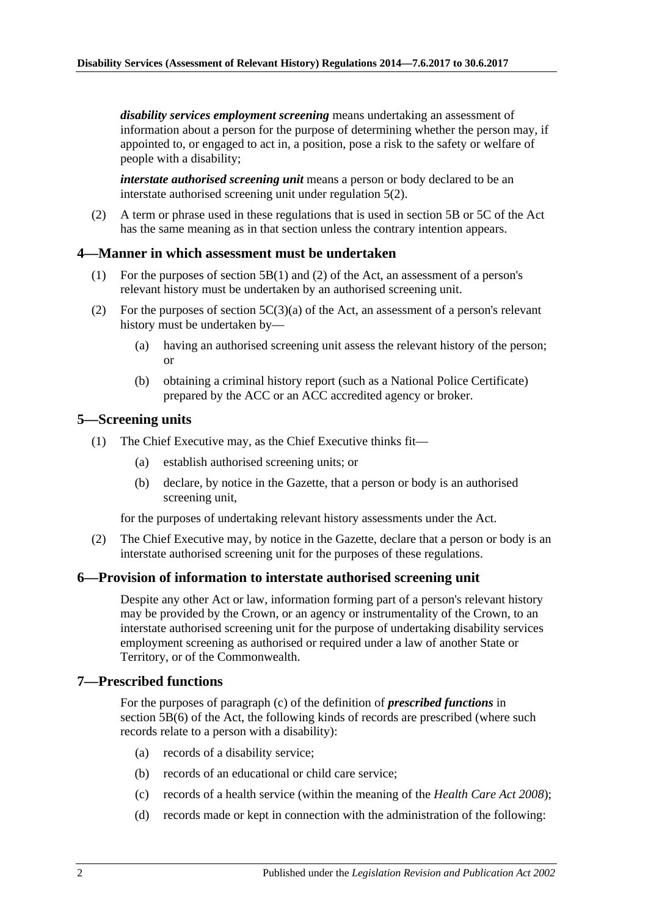***disability services employment screening*** means undertaking an assessment of information about a person for the purpose of determining whether the person may, if appointed to, or engaged to act in, a position, pose a risk to the safety or welfare of people with a disability;

***interstate authorised screening unit*** means a person or body declared to be an interstate authorised screening unit under regulation 5(2).

(2) A term or phrase used in these regulations that is used in section 5B or 5C of the Act has the same meaning as in that section unless the contrary intention appears.

## 4—Manner in which assessment must be undertaken

(1) For the purposes of section 5B(1) and (2) of the Act, an assessment of a person's relevant history must be undertaken by an authorised screening unit.

(2) For the purposes of section 5C(3)(a) of the Act, an assessment of a person's relevant history must be undertaken by—

- (a) having an authorised screening unit assess the relevant history of the person; or
- (b) obtaining a criminal history report (such as a National Police Certificate) prepared by the ACC or an ACC accredited agency or broker.

## 5—Screening units

(1) The Chief Executive may, as the Chief Executive thinks fit—

- (a) establish authorised screening units; or
- (b) declare, by notice in the Gazette, that a person or body is an authorised screening unit,

for the purposes of undertaking relevant history assessments under the Act.

(2) The Chief Executive may, by notice in the Gazette, declare that a person or body is an interstate authorised screening unit for the purposes of these regulations.

## 6—Provision of information to interstate authorised screening unit

Despite any other Act or law, information forming part of a person's relevant history may be provided by the Crown, or an agency or instrumentality of the Crown, to an interstate authorised screening unit for the purpose of undertaking disability services employment screening as authorised or required under a law of another State or Territory, or of the Commonwealth.

## 7—Prescribed functions

For the purposes of paragraph (c) of the definition of ***prescribed functions*** in section 5B(6) of the Act, the following kinds of records are prescribed (where such records relate to a person with a disability):

- (a) records of a disability service;
- (b) records of an educational or child care service;
- (c) records of a health service (within the meaning of the *Health Care Act 2008*);
- (d) records made or kept in connection with the administration of the following: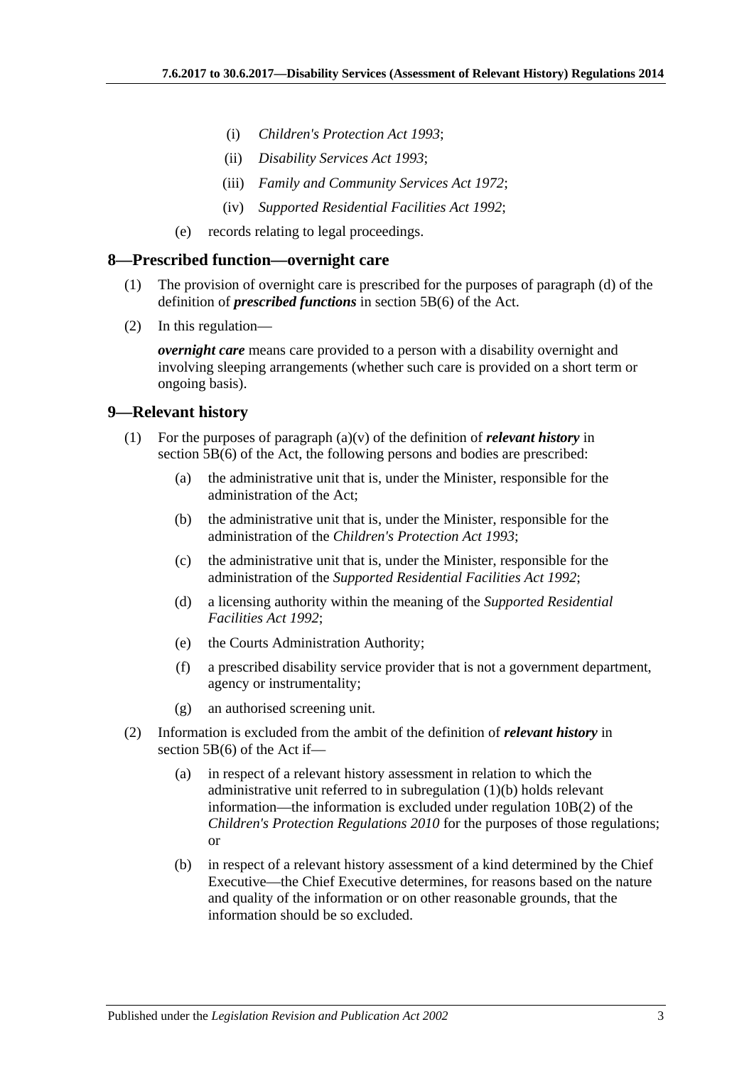(i) *Children's Protection Act 1993*;

(ii) *Disability Services Act 1993*;

(iii) *Family and Community Services Act 1972*;

(iv) *Supported Residential Facilities Act 1992*;

(e) records relating to legal proceedings.

## 8—Prescribed function—overnight care

(1) The provision of overnight care is prescribed for the purposes of paragraph (d) of the definition of ***prescribed functions*** in section 5B(6) of the Act.

(2) In this regulation—

***overnight care*** means care provided to a person with a disability overnight and involving sleeping arrangements (whether such care is provided on a short term or ongoing basis).

## 9—Relevant history

(1) For the purposes of paragraph (a)(v) of the definition of ***relevant history*** in section 5B(6) of the Act, the following persons and bodies are prescribed:

(a) the administrative unit that is, under the Minister, responsible for the administration of the Act;

(b) the administrative unit that is, under the Minister, responsible for the administration of the *Children's Protection Act 1993*;

(c) the administrative unit that is, under the Minister, responsible for the administration of the *Supported Residential Facilities Act 1992*;

(d) a licensing authority within the meaning of the *Supported Residential Facilities Act 1992*;

(e) the Courts Administration Authority;

(f) a prescribed disability service provider that is not a government department, agency or instrumentality;

(g) an authorised screening unit.

(2) Information is excluded from the ambit of the definition of ***relevant history*** in section 5B(6) of the Act if—

(a) in respect of a relevant history assessment in relation to which the administrative unit referred to in subregulation (1)(b) holds relevant information—the information is excluded under regulation 10B(2) of the *Children's Protection Regulations 2010* for the purposes of those regulations; or

(b) in respect of a relevant history assessment of a kind determined by the Chief Executive—the Chief Executive determines, for reasons based on the nature and quality of the information or on other reasonable grounds, that the information should be so excluded.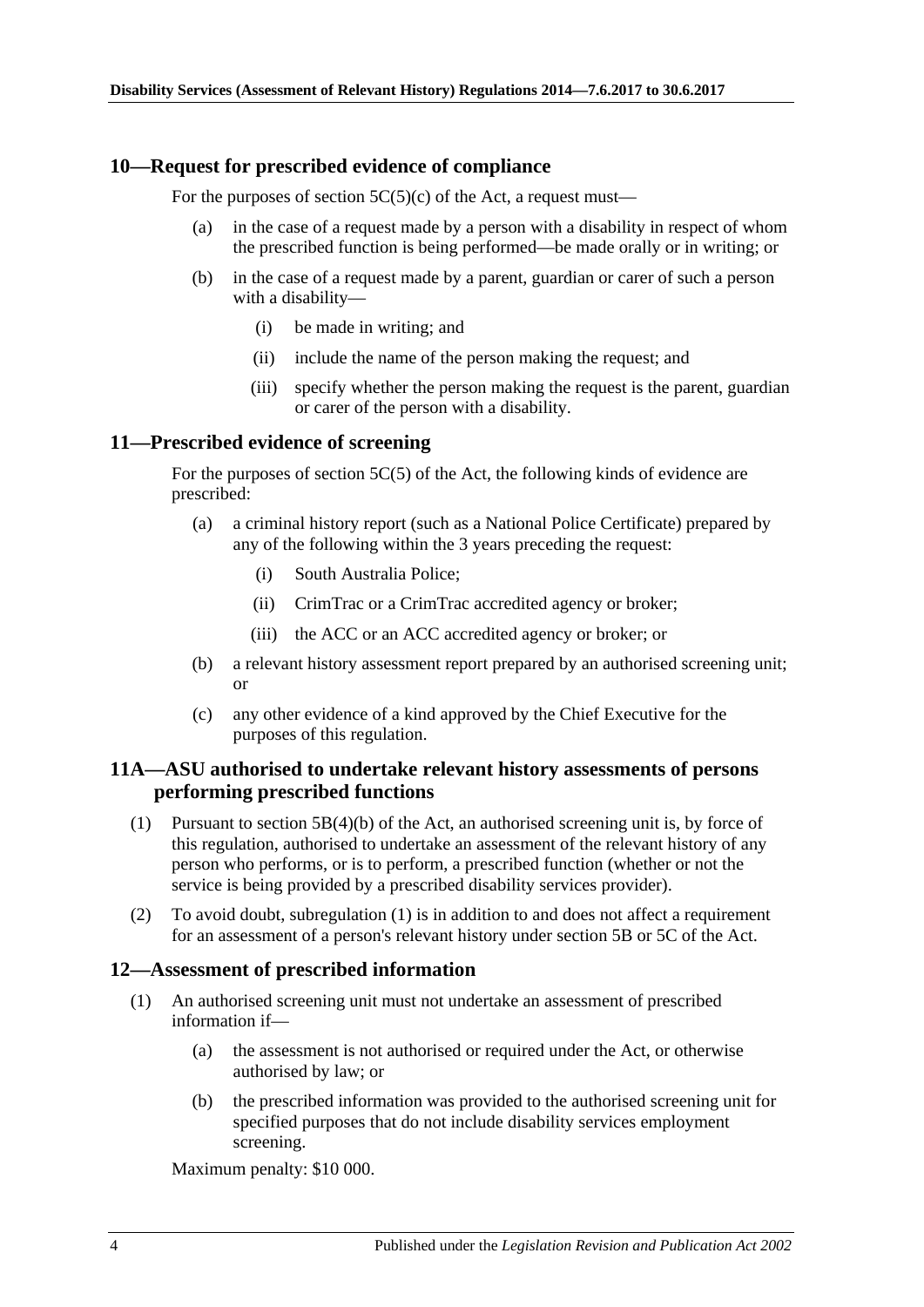## 10—Request for prescribed evidence of compliance

For the purposes of section 5C(5)(c) of the Act, a request must—

(a) in the case of a request made by a person with a disability in respect of whom the prescribed function is being performed—be made orally or in writing; or

(b) in the case of a request made by a parent, guardian or carer of such a person with a disability—

 (i) be made in writing; and

 (ii) include the name of the person making the request; and

 (iii) specify whether the person making the request is the parent, guardian or carer of the person with a disability.

## 11—Prescribed evidence of screening

For the purposes of section 5C(5) of the Act, the following kinds of evidence are prescribed:

(a) a criminal history report (such as a National Police Certificate) prepared by any of the following within the 3 years preceding the request:

 (i) South Australia Police;

 (ii) CrimTrac or a CrimTrac accredited agency or broker;

 (iii) the ACC or an ACC accredited agency or broker; or

(b) a relevant history assessment report prepared by an authorised screening unit; or

(c) any other evidence of a kind approved by the Chief Executive for the purposes of this regulation.

## 11A—ASU authorised to undertake relevant history assessments of persons performing prescribed functions

(1) Pursuant to section 5B(4)(b) of the Act, an authorised screening unit is, by force of this regulation, authorised to undertake an assessment of the relevant history of any person who performs, or is to perform, a prescribed function (whether or not the service is being provided by a prescribed disability services provider).

(2) To avoid doubt, subregulation (1) is in addition to and does not affect a requirement for an assessment of a person's relevant history under section 5B or 5C of the Act.

## 12—Assessment of prescribed information

(1) An authorised screening unit must not undertake an assessment of prescribed information if—

 (a) the assessment is not authorised or required under the Act, or otherwise authorised by law; or

 (b) the prescribed information was provided to the authorised screening unit for specified purposes that do not include disability services employment screening.

Maximum penalty: $10 000.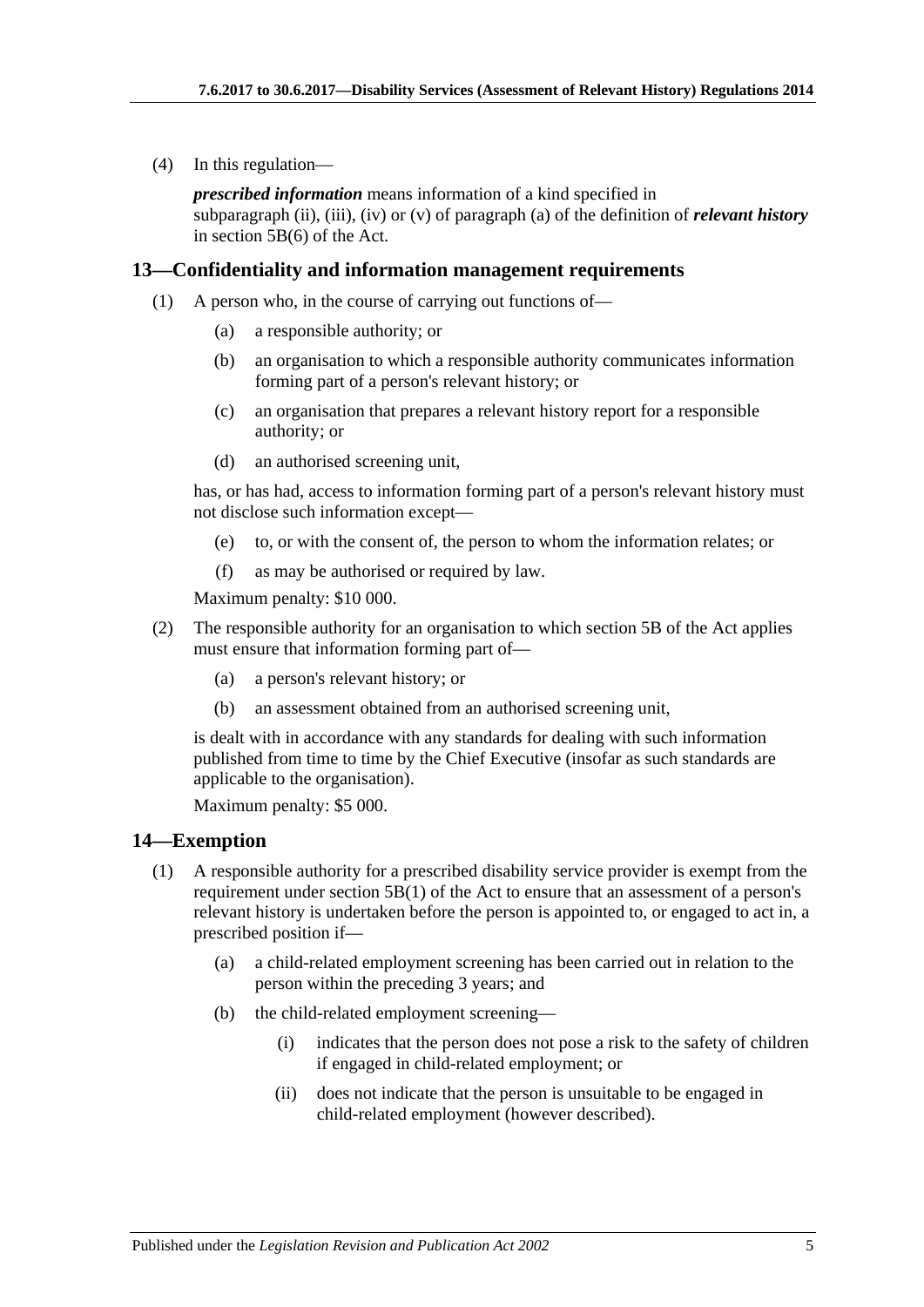(4) In this regulation—

*prescribed information* means information of a kind specified in subparagraph (ii), (iii), (iv) or (v) of paragraph (a) of the definition of ***relevant history*** in section 5B(6) of the Act.

## 13—Confidentiality and information management requirements

(1) A person who, in the course of carrying out functions of—

- (a) a responsible authority; or
- (b) an organisation to which a responsible authority communicates information forming part of a person's relevant history; or
- (c) an organisation that prepares a relevant history report for a responsible authority; or
- (d) an authorised screening unit,

has, or has had, access to information forming part of a person's relevant history must not disclose such information except—

- (e) to, or with the consent of, the person to whom the information relates; or
- (f) as may be authorised or required by law.

Maximum penalty: $10 000.

(2) The responsible authority for an organisation to which section 5B of the Act applies must ensure that information forming part of—

- (a) a person's relevant history; or
- (b) an assessment obtained from an authorised screening unit,

is dealt with in accordance with any standards for dealing with such information published from time to time by the Chief Executive (insofar as such standards are applicable to the organisation).

Maximum penalty: $5 000.

## 14—Exemption

(1) A responsible authority for a prescribed disability service provider is exempt from the requirement under section 5B(1) of the Act to ensure that an assessment of a person's relevant history is undertaken before the person is appointed to, or engaged to act in, a prescribed position if—

- (a) a child-related employment screening has been carried out in relation to the person within the preceding 3 years; and
- (b) the child-related employment screening—
    - (i) indicates that the person does not pose a risk to the safety of children if engaged in child-related employment; or
    - (ii) does not indicate that the person is unsuitable to be engaged in child-related employment (however described).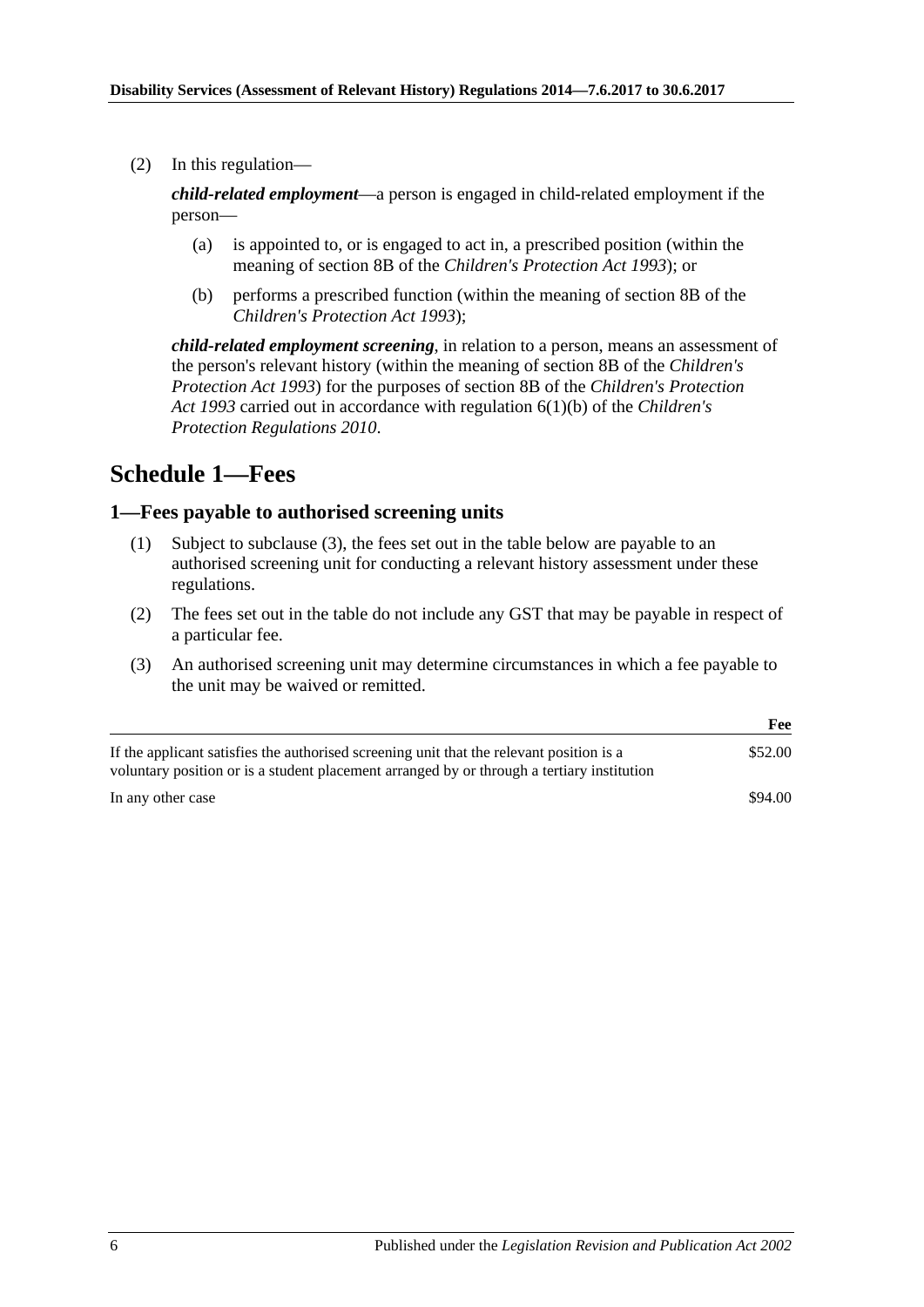(2) In this regulation—

***child-related employment***—a person is engaged in child-related employment if the person—

(a) is appointed to, or is engaged to act in, a prescribed position (within the meaning of section 8B of the *Children's Protection Act 1993*); or

(b) performs a prescribed function (within the meaning of section 8B of the *Children's Protection Act 1993*);

***child-related employment screening***, in relation to a person, means an assessment of the person's relevant history (within the meaning of section 8B of the *Children's Protection Act 1993*) for the purposes of section 8B of the *Children's Protection Act 1993* carried out in accordance with regulation 6(1)(b) of the *Children's Protection Regulations 2010*.

## Schedule 1—Fees

### 1—Fees payable to authorised screening units

(1) Subject to subclause (3), the fees set out in the table below are payable to an authorised screening unit for conducting a relevant history assessment under these regulations.

(2) The fees set out in the table do not include any GST that may be payable in respect of a particular fee.

(3) An authorised screening unit may determine circumstances in which a fee payable to the unit may be waived or remitted.

| | Fee |
|---|---|
| If the applicant satisfies the authorised screening unit that the relevant position is a voluntary position or is a student placement arranged by or through a tertiary institution | \$52.00 |
| In any other case | \$94.00 |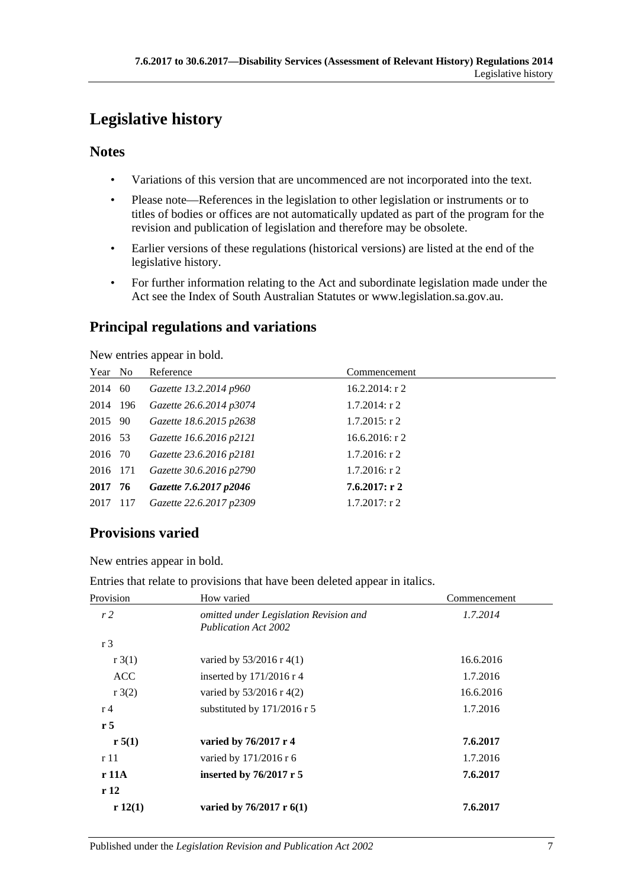# Legislative history

## Notes

- Variations of this version that are uncommenced are not incorporated into the text.
- Please note—References in the legislation to other legislation or instruments or to titles of bodies or offices are not automatically updated as part of the program for the revision and publication of legislation and therefore may be obsolete.
- Earlier versions of these regulations (historical versions) are listed at the end of the legislative history.
- For further information relating to the Act and subordinate legislation made under the Act see the Index of South Australian Statutes or www.legislation.sa.gov.au.

## Principal regulations and variations

New entries appear in bold.

| Year | No | Reference | Commencement |
|---|---|---|---|
| 2014 | 60 | *Gazette 13.2.2014 p960* | 16.2.2014: r 2 |
| 2014 | 196 | *Gazette 26.6.2014 p3074* | 1.7.2014: r 2 |
| 2015 | 90 | *Gazette 18.6.2015 p2638* | 1.7.2015: r 2 |
| 2016 | 53 | *Gazette 16.6.2016 p2121* | 16.6.2016: r 2 |
| 2016 | 70 | *Gazette 23.6.2016 p2181* | 1.7.2016: r 2 |
| 2016 | 171 | *Gazette 30.6.2016 p2790* | 1.7.2016: r 2 |
| **2017** | **76** | ***Gazette 7.6.2017 p2046*** | **7.6.2017: r 2** |
| 2017 | 117 | *Gazette 22.6.2017 p2309* | 1.7.2017: r 2 |

## Provisions varied

New entries appear in bold.

Entries that relate to provisions that have been deleted appear in italics.

| Provision | How varied | Commencement |
|---|---|---|
| *r 2* | *omitted under Legislation Revision and Publication Act 2002* | *1.7.2014* |
| r 3 | | |
| r 3(1) | varied by 53/2016 r 4(1) | 16.6.2016 |
| ACC | inserted by 171/2016 r 4 | 1.7.2016 |
| r 3(2) | varied by 53/2016 r 4(2) | 16.6.2016 |
| r 4 | substituted by 171/2016 r 5 | 1.7.2016 |
| **r 5** | | |
| **r 5(1)** | **varied by 76/2017 r 4** | **7.6.2017** |
| r 11 | varied by 171/2016 r 6 | 1.7.2016 |
| **r 11A** | **inserted by 76/2017 r 5** | **7.6.2017** |
| **r 12** | | |
| **r 12(1)** | **varied by 76/2017 r 6(1)** | **7.6.2017** |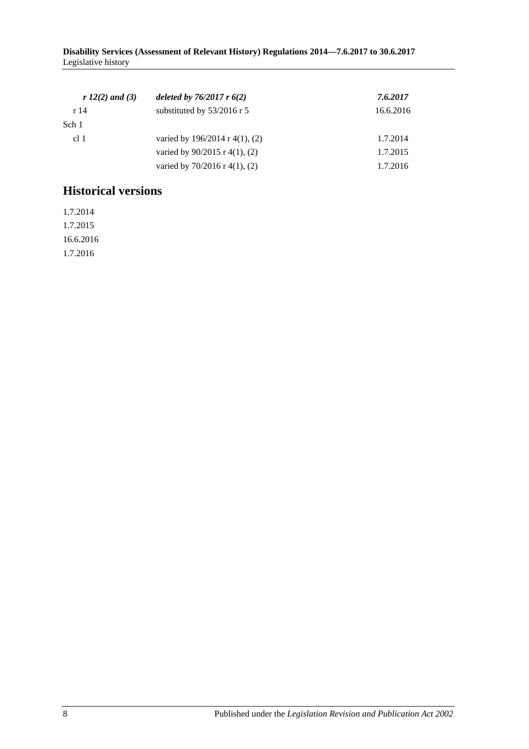| | | |
|---|---|---|
| ***r 12(2) and (3)*** | ***deleted by 76/2017 r 6(2)*** | ***7.6.2017*** |
| r 14 | substituted by 53/2016 r 5 | 16.6.2016 |
| Sch 1 | | |
| cl 1 | varied by 196/2014 r 4(1), (2) | 1.7.2014 |
| | varied by 90/2015 r 4(1), (2) | 1.7.2015 |
| | varied by 70/2016 r 4(1), (2) | 1.7.2016 |

## Historical versions

1.7.2014

1.7.2015

16.6.2016

1.7.2016